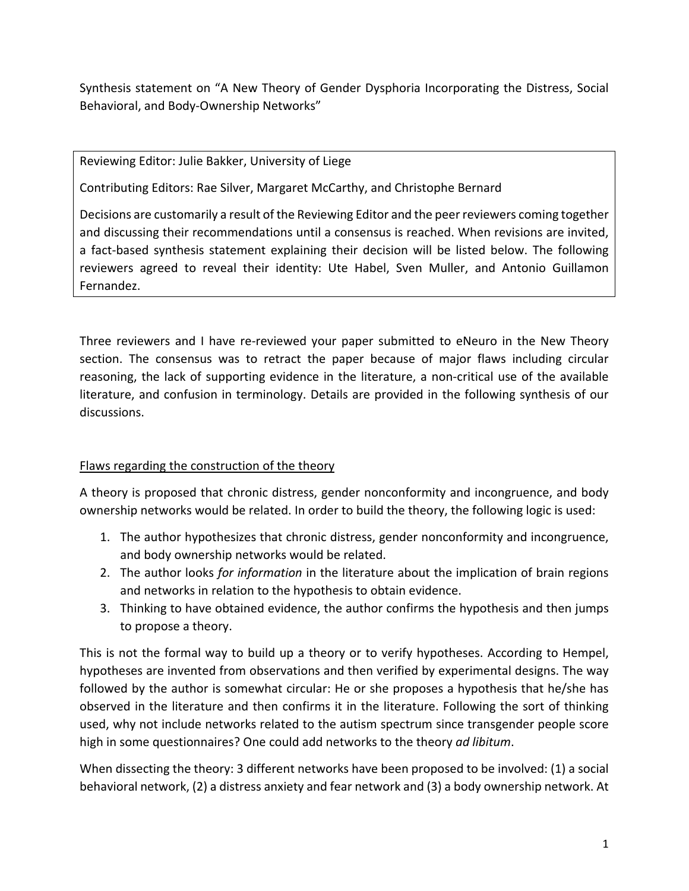Synthesis statement on “A New Theory of Gender Dysphoria Incorporating the Distress, Social Behavioral, and Body-Ownership Networks”

Reviewing Editor: Julie Bakker, University of Liege

Contributing Editors: Rae Silver, Margaret McCarthy, and Christophe Bernard

Decisions are customarily a result of the Reviewing Editor and the peer reviewers coming together and discussing their recommendations until a consensus is reached. When revisions are invited, a fact-based synthesis statement explaining their decision will be listed below. The following reviewers agreed to reveal their identity: Ute Habel, Sven Muller, and Antonio Guillamon Fernandez.

Three reviewers and I have re-reviewed your paper submitted to eNeuro in the New Theory section. The consensus was to retract the paper because of major flaws including circular reasoning, the lack of supporting evidence in the literature, a non-critical use of the available literature, and confusion in terminology. Details are provided in the following synthesis of our discussions.

## Flaws regarding the construction of the theory

A theory is proposed that chronic distress, gender nonconformity and incongruence, and body ownership networks would be related. In order to build the theory, the following logic is used:

1. The author hypothesizes that chronic distress, gender nonconformity and incongruence, and body ownership networks would be related.
2. The author looks *for information* in the literature about the implication of brain regions and networks in relation to the hypothesis to obtain evidence.
3. Thinking to have obtained evidence, the author confirms the hypothesis and then jumps to propose a theory.

This is not the formal way to build up a theory or to verify hypotheses. According to Hempel, hypotheses are invented from observations and then verified by experimental designs. The way followed by the author is somewhat circular: He or she proposes a hypothesis that he/she has observed in the literature and then confirms it in the literature. Following the sort of thinking used, why not include networks related to the autism spectrum since transgender people score high in some questionnaires? One could add networks to the theory *ad libitum*.

When dissecting the theory: 3 different networks have been proposed to be involved: (1) a social behavioral network, (2) a distress anxiety and fear network and (3) a body ownership network. At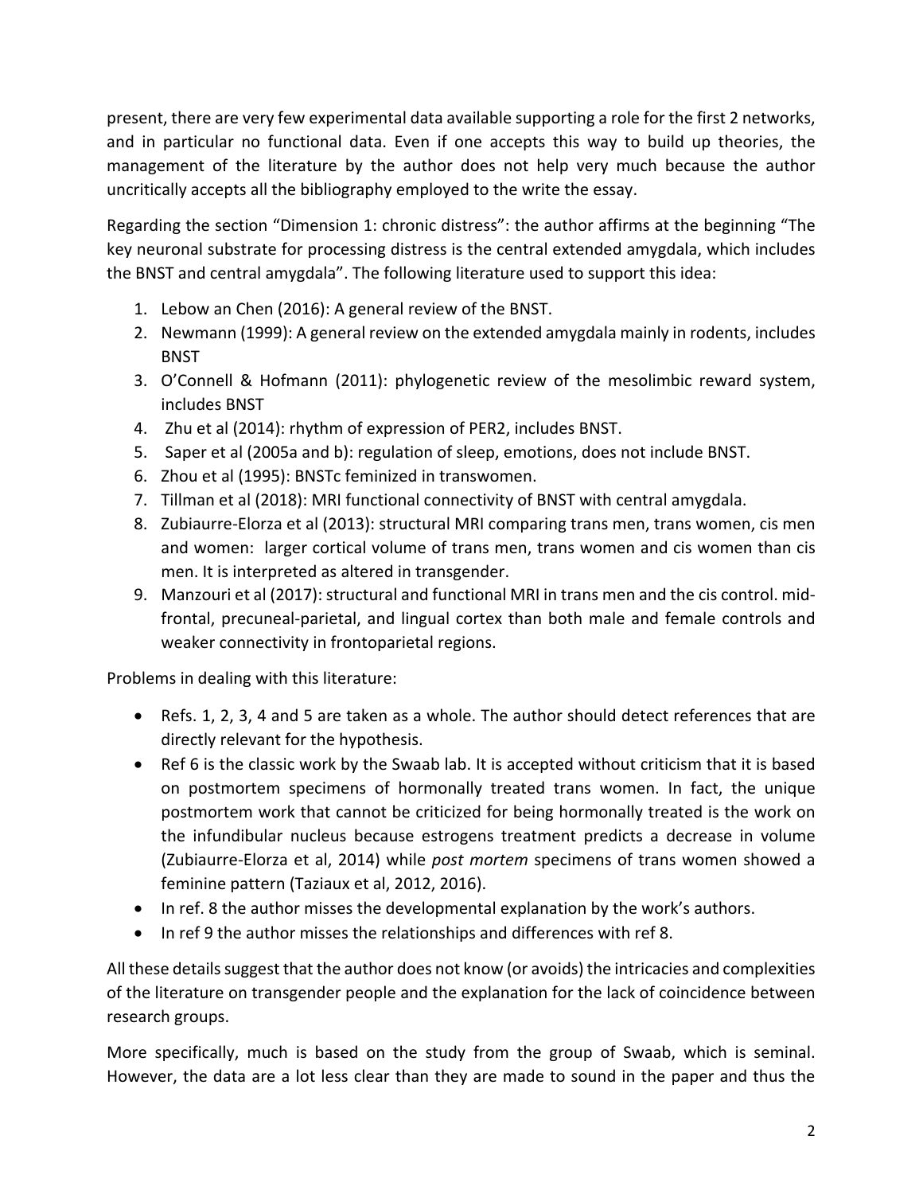present, there are very few experimental data available supporting a role for the first 2 networks, and in particular no functional data. Even if one accepts this way to build up theories, the management of the literature by the author does not help very much because the author uncritically accepts all the bibliography employed to the write the essay.

Regarding the section "Dimension 1: chronic distress": the author affirms at the beginning "The key neuronal substrate for processing distress is the central extended amygdala, which includes the BNST and central amygdala". The following literature used to support this idea:

1. Lebow an Chen (2016): A general review of the BNST.
2. Newmann (1999): A general review on the extended amygdala mainly in rodents, includes BNST
3. O'Connell & Hofmann (2011): phylogenetic review of the mesolimbic reward system, includes BNST
4. Zhu et al (2014): rhythm of expression of PER2, includes BNST.
5. Saper et al (2005a and b): regulation of sleep, emotions, does not include BNST.
6. Zhou et al (1995): BNSTc feminized in transwomen.
7. Tillman et al (2018): MRI functional connectivity of BNST with central amygdala.
8. Zubiaurre-Elorza et al (2013): structural MRI comparing trans men, trans women, cis men and women: larger cortical volume of trans men, trans women and cis women than cis men. It is interpreted as altered in transgender.
9. Manzouri et al (2017): structural and functional MRI in trans men and the cis control. mid-frontal, precuneal-parietal, and lingual cortex than both male and female controls and weaker connectivity in frontoparietal regions.

Problems in dealing with this literature:

- Refs. 1, 2, 3, 4 and 5 are taken as a whole. The author should detect references that are directly relevant for the hypothesis.
- Ref 6 is the classic work by the Swaab lab. It is accepted without criticism that it is based on postmortem specimens of hormonally treated trans women. In fact, the unique postmortem work that cannot be criticized for being hormonally treated is the work on the infundibular nucleus because estrogens treatment predicts a decrease in volume (Zubiaurre-Elorza et al, 2014) while *post mortem* specimens of trans women showed a feminine pattern (Taziaux et al, 2012, 2016).
- In ref. 8 the author misses the developmental explanation by the work's authors.
- In ref 9 the author misses the relationships and differences with ref 8.

All these details suggest that the author does not know (or avoids) the intricacies and complexities of the literature on transgender people and the explanation for the lack of coincidence between research groups.

More specifically, much is based on the study from the group of Swaab, which is seminal. However, the data are a lot less clear than they are made to sound in the paper and thus the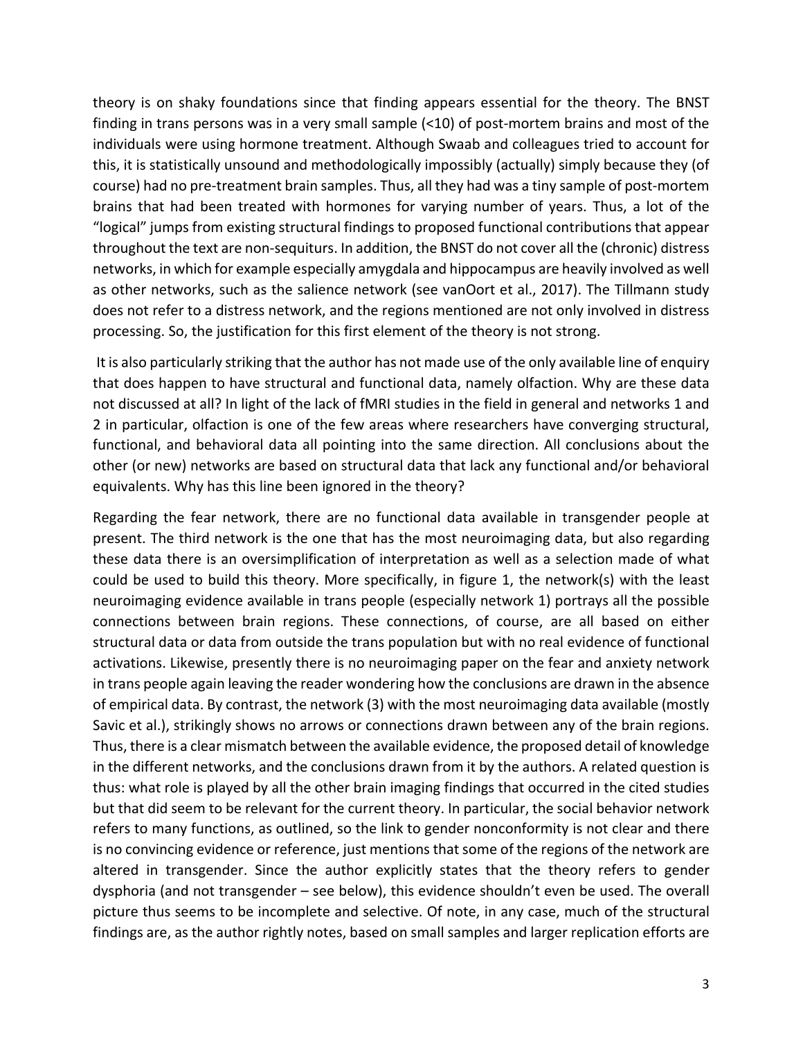theory is on shaky foundations since that finding appears essential for the theory. The BNST finding in trans persons was in a very small sample (<10) of post-mortem brains and most of the individuals were using hormone treatment. Although Swaab and colleagues tried to account for this, it is statistically unsound and methodologically impossibly (actually) simply because they (of course) had no pre-treatment brain samples. Thus, all they had was a tiny sample of post-mortem brains that had been treated with hormones for varying number of years. Thus, a lot of the "logical" jumps from existing structural findings to proposed functional contributions that appear throughout the text are non-sequiturs. In addition, the BNST do not cover all the (chronic) distress networks, in which for example especially amygdala and hippocampus are heavily involved as well as other networks, such as the salience network (see vanOort et al., 2017). The Tillmann study does not refer to a distress network, and the regions mentioned are not only involved in distress processing. So, the justification for this first element of the theory is not strong.

It is also particularly striking that the author has not made use of the only available line of enquiry that does happen to have structural and functional data, namely olfaction. Why are these data not discussed at all? In light of the lack of fMRI studies in the field in general and networks 1 and 2 in particular, olfaction is one of the few areas where researchers have converging structural, functional, and behavioral data all pointing into the same direction. All conclusions about the other (or new) networks are based on structural data that lack any functional and/or behavioral equivalents. Why has this line been ignored in the theory?

Regarding the fear network, there are no functional data available in transgender people at present. The third network is the one that has the most neuroimaging data, but also regarding these data there is an oversimplification of interpretation as well as a selection made of what could be used to build this theory. More specifically, in figure 1, the network(s) with the least neuroimaging evidence available in trans people (especially network 1) portrays all the possible connections between brain regions. These connections, of course, are all based on either structural data or data from outside the trans population but with no real evidence of functional activations. Likewise, presently there is no neuroimaging paper on the fear and anxiety network in trans people again leaving the reader wondering how the conclusions are drawn in the absence of empirical data. By contrast, the network (3) with the most neuroimaging data available (mostly Savic et al.), strikingly shows no arrows or connections drawn between any of the brain regions. Thus, there is a clear mismatch between the available evidence, the proposed detail of knowledge in the different networks, and the conclusions drawn from it by the authors. A related question is thus: what role is played by all the other brain imaging findings that occurred in the cited studies but that did seem to be relevant for the current theory. In particular, the social behavior network refers to many functions, as outlined, so the link to gender nonconformity is not clear and there is no convincing evidence or reference, just mentions that some of the regions of the network are altered in transgender. Since the author explicitly states that the theory refers to gender dysphoria (and not transgender – see below), this evidence shouldn't even be used. The overall picture thus seems to be incomplete and selective. Of note, in any case, much of the structural findings are, as the author rightly notes, based on small samples and larger replication efforts are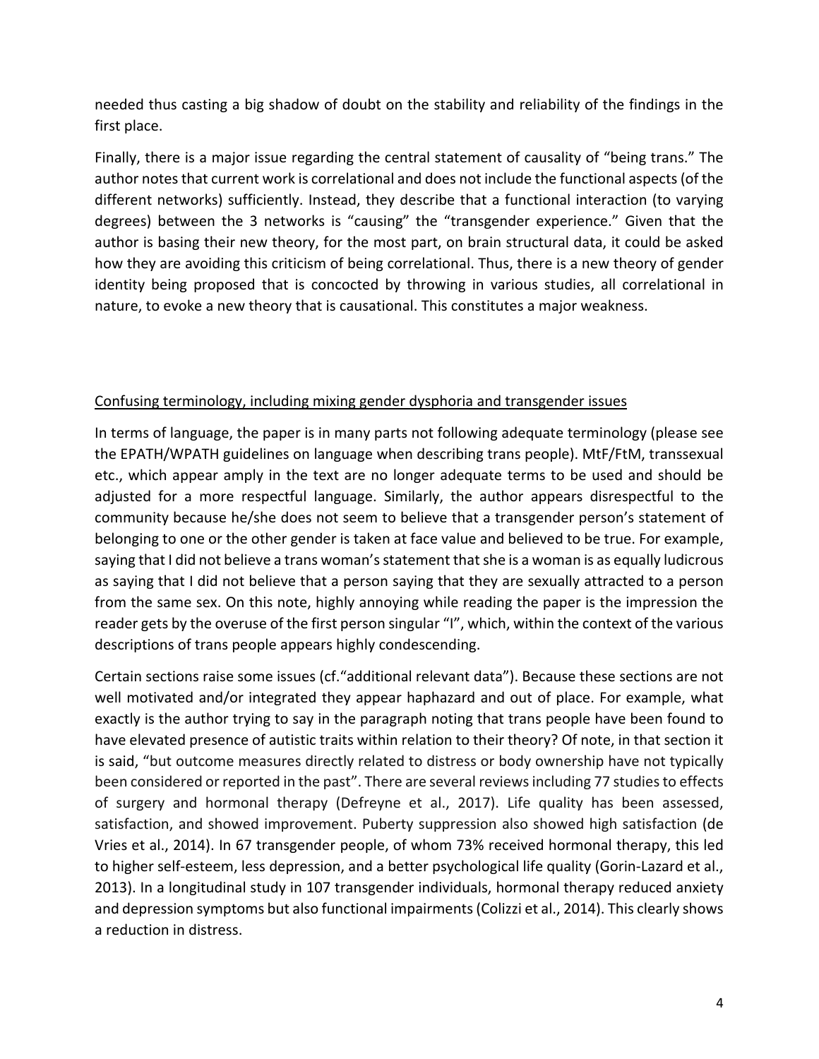needed thus casting a big shadow of doubt on the stability and reliability of the findings in the first place.

Finally, there is a major issue regarding the central statement of causality of "being trans." The author notes that current work is correlational and does not include the functional aspects (of the different networks) sufficiently. Instead, they describe that a functional interaction (to varying degrees) between the 3 networks is "causing" the "transgender experience." Given that the author is basing their new theory, for the most part, on brain structural data, it could be asked how they are avoiding this criticism of being correlational. Thus, there is a new theory of gender identity being proposed that is concocted by throwing in various studies, all correlational in nature, to evoke a new theory that is causational. This constitutes a major weakness.

<u>Confusing terminology, including mixing gender dysphoria and transgender issues</u>

In terms of language, the paper is in many parts not following adequate terminology (please see the EPATH/WPATH guidelines on language when describing trans people). MtF/FtM, transsexual etc., which appear amply in the text are no longer adequate terms to be used and should be adjusted for a more respectful language. Similarly, the author appears disrespectful to the community because he/she does not seem to believe that a transgender person's statement of belonging to one or the other gender is taken at face value and believed to be true. For example, saying that I did not believe a trans woman's statement that she is a woman is as equally ludicrous as saying that I did not believe that a person saying that they are sexually attracted to a person from the same sex. On this note, highly annoying while reading the paper is the impression the reader gets by the overuse of the first person singular "I", which, within the context of the various descriptions of trans people appears highly condescending.

Certain sections raise some issues (cf."additional relevant data"). Because these sections are not well motivated and/or integrated they appear haphazard and out of place. For example, what exactly is the author trying to say in the paragraph noting that trans people have been found to have elevated presence of autistic traits within relation to their theory? Of note, in that section it is said, "but outcome measures directly related to distress or body ownership have not typically been considered or reported in the past". There are several reviews including 77 studies to effects of surgery and hormonal therapy (Defreyne et al., 2017). Life quality has been assessed, satisfaction, and showed improvement. Puberty suppression also showed high satisfaction (de Vries et al., 2014). In 67 transgender people, of whom 73% received hormonal therapy, this led to higher self-esteem, less depression, and a better psychological life quality (Gorin-Lazard et al., 2013). In a longitudinal study in 107 transgender individuals, hormonal therapy reduced anxiety and depression symptoms but also functional impairments (Colizzi et al., 2014). This clearly shows a reduction in distress.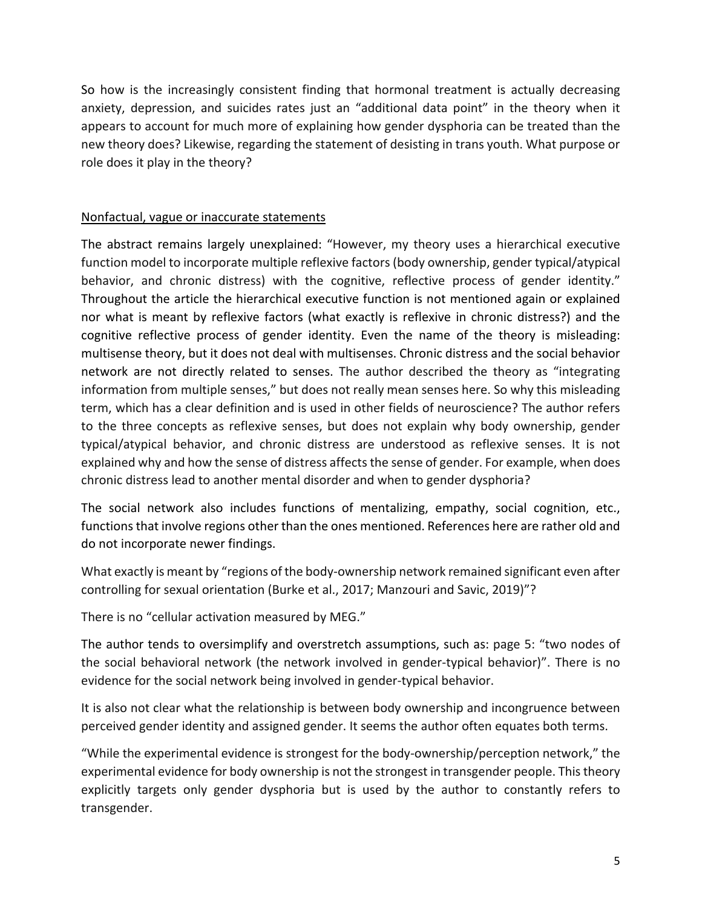So how is the increasingly consistent finding that hormonal treatment is actually decreasing anxiety, depression, and suicides rates just an "additional data point" in the theory when it appears to account for much more of explaining how gender dysphoria can be treated than the new theory does? Likewise, regarding the statement of desisting in trans youth. What purpose or role does it play in the theory?

<u>Nonfactual, vague or inaccurate statements</u>

The abstract remains largely unexplained: "However, my theory uses a hierarchical executive function model to incorporate multiple reflexive factors (body ownership, gender typical/atypical behavior, and chronic distress) with the cognitive, reflective process of gender identity." Throughout the article the hierarchical executive function is not mentioned again or explained nor what is meant by reflexive factors (what exactly is reflexive in chronic distress?) and the cognitive reflective process of gender identity. Even the name of the theory is misleading: multisense theory, but it does not deal with multisenses. Chronic distress and the social behavior network are not directly related to senses. The author described the theory as "integrating information from multiple senses," but does not really mean senses here. So why this misleading term, which has a clear definition and is used in other fields of neuroscience? The author refers to the three concepts as reflexive senses, but does not explain why body ownership, gender typical/atypical behavior, and chronic distress are understood as reflexive senses. It is not explained why and how the sense of distress affects the sense of gender. For example, when does chronic distress lead to another mental disorder and when to gender dysphoria?

The social network also includes functions of mentalizing, empathy, social cognition, etc., functions that involve regions other than the ones mentioned. References here are rather old and do not incorporate newer findings.

What exactly is meant by "regions of the body-ownership network remained significant even after controlling for sexual orientation (Burke et al., 2017; Manzouri and Savic, 2019)"?

There is no "cellular activation measured by MEG."

The author tends to oversimplify and overstretch assumptions, such as: page 5: "two nodes of the social behavioral network (the network involved in gender-typical behavior)". There is no evidence for the social network being involved in gender-typical behavior.

It is also not clear what the relationship is between body ownership and incongruence between perceived gender identity and assigned gender. It seems the author often equates both terms.

"While the experimental evidence is strongest for the body-ownership/perception network," the experimental evidence for body ownership is not the strongest in transgender people. This theory explicitly targets only gender dysphoria but is used by the author to constantly refers to transgender.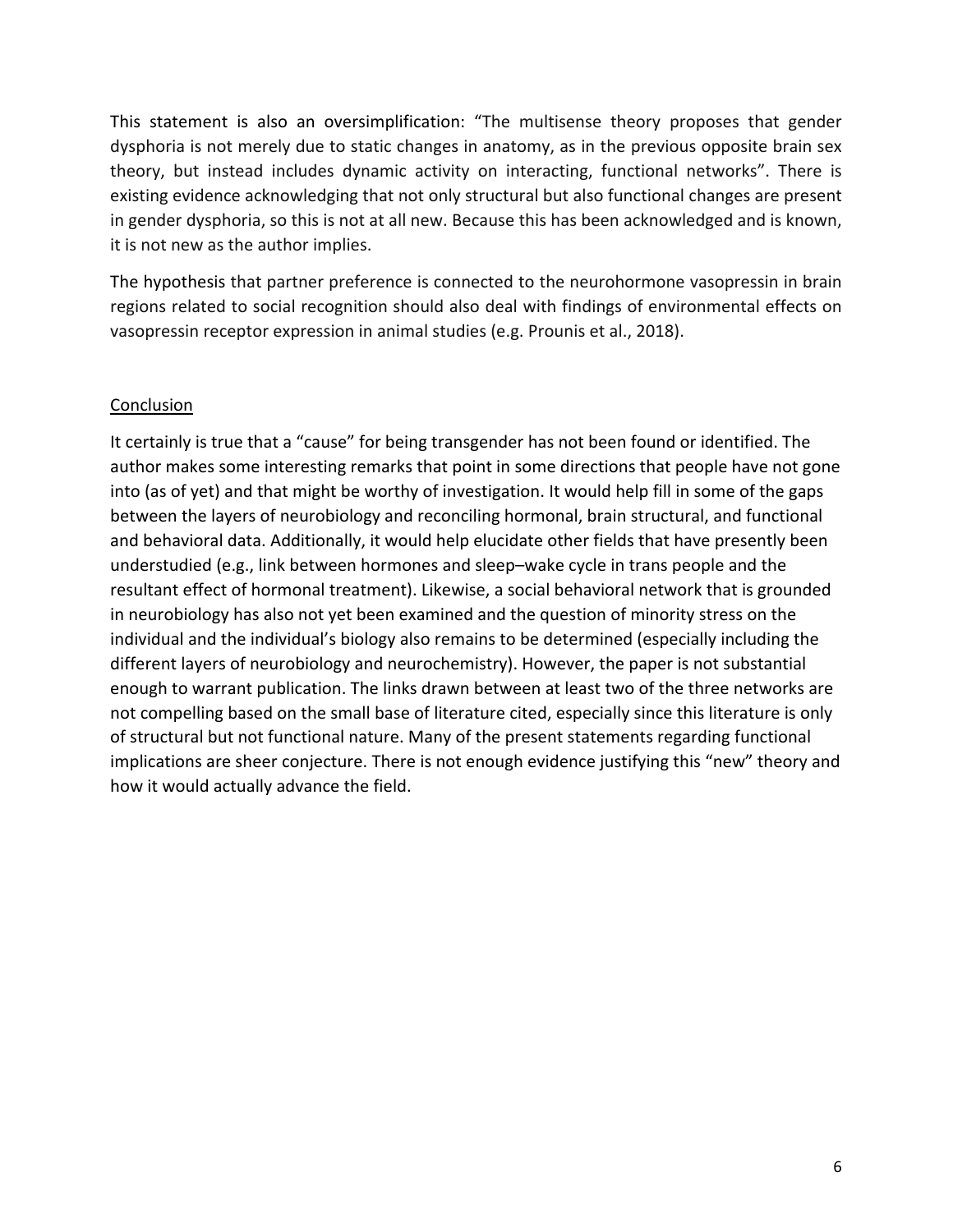This statement is also an oversimplification: "The multisense theory proposes that gender dysphoria is not merely due to static changes in anatomy, as in the previous opposite brain sex theory, but instead includes dynamic activity on interacting, functional networks". There is existing evidence acknowledging that not only structural but also functional changes are present in gender dysphoria, so this is not at all new. Because this has been acknowledged and is known, it is not new as the author implies.

The hypothesis that partner preference is connected to the neurohormone vasopressin in brain regions related to social recognition should also deal with findings of environmental effects on vasopressin receptor expression in animal studies (e.g. Prounis et al., 2018).

## Conclusion

It certainly is true that a "cause" for being transgender has not been found or identified. The author makes some interesting remarks that point in some directions that people have not gone into (as of yet) and that might be worthy of investigation. It would help fill in some of the gaps between the layers of neurobiology and reconciling hormonal, brain structural, and functional and behavioral data. Additionally, it would help elucidate other fields that have presently been understudied (e.g., link between hormones and sleep–wake cycle in trans people and the resultant effect of hormonal treatment). Likewise, a social behavioral network that is grounded in neurobiology has also not yet been examined and the question of minority stress on the individual and the individual's biology also remains to be determined (especially including the different layers of neurobiology and neurochemistry). However, the paper is not substantial enough to warrant publication. The links drawn between at least two of the three networks are not compelling based on the small base of literature cited, especially since this literature is only of structural but not functional nature. Many of the present statements regarding functional implications are sheer conjecture. There is not enough evidence justifying this "new" theory and how it would actually advance the field.